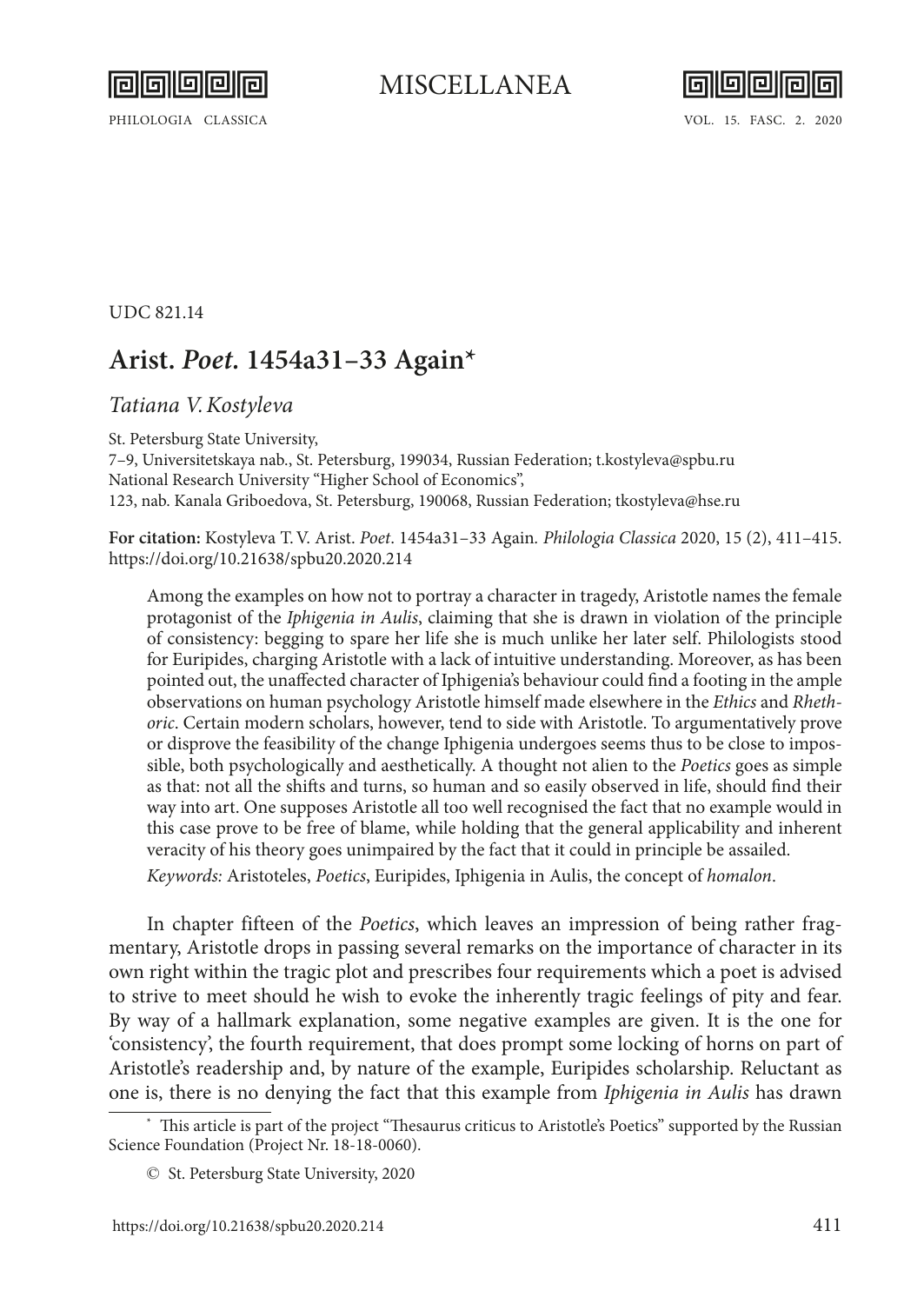UDC 821.14

# Arist. *Poet.* 1454a31–33 Again*

*Tatiana V. Kostyleva*

St. Petersburg State University,
7–9, Universitetskaya nab., St. Petersburg, 199034, Russian Federation; t.kostyleva@spbu.ru
National Research University "Higher School of Economics",
123, nab. Kanala Griboedova, St. Petersburg, 190068, Russian Federation; tkostyleva@hse.ru

**For citation:** Kostyleva T. V. Arist. *Poet*. 1454a31–33 Again. *Philologia Classica* 2020, 15 (2), 411–415. https://doi.org/10.21638/spbu20.2020.214

> Among the examples on how not to portray a character in tragedy, Aristotle names the female protagonist of the *Iphigenia in Aulis*, claiming that she is drawn in violation of the principle of consistency: begging to spare her life she is much unlike her later self. Philologists stood for Euripides, charging Aristotle with a lack of intuitive understanding. Moreover, as has been pointed out, the unaffected character of Iphigenia's behaviour could find a footing in the ample observations on human psychology Aristotle himself made elsewhere in the *Ethics* and *Rhethoric*. Certain modern scholars, however, tend to side with Aristotle. To argumentatively prove or disprove the feasibility of the change Iphigenia undergoes seems thus to be close to impossible, both psychologically and aesthetically. A thought not alien to the *Poetics* goes as simple as that: not all the shifts and turns, so human and so easily observed in life, should find their way into art. One supposes Aristotle all too well recognised the fact that no example would in this case prove to be free of blame, while holding that the general applicability and inherent veracity of his theory goes unimpaired by the fact that it could in principle be assailed.
>
> *Keywords:* Aristoteles, *Poetics*, Euripides, Iphigenia in Aulis, the concept of *homalon*.

In chapter fifteen of the *Poetics*, which leaves an impression of being rather fragmentary, Aristotle drops in passing several remarks on the importance of character in its own right within the tragic plot and prescribes four requirements which a poet is advised to strive to meet should he wish to evoke the inherently tragic feelings of pity and fear. By way of a hallmark explanation, some negative examples are given. It is the one for 'consistency', the fourth requirement, that does prompt some locking of horns on part of Aristotle's readership and, by nature of the example, Euripides scholarship. Reluctant as one is, there is no denying the fact that this example from *Iphigenia in Aulis* has drawn

---

* This article is part of the project "Thesaurus criticus to Aristotle's Poetics" supported by the Russian Science Foundation (Project Nr. 18-18-0060).

© St. Petersburg State University, 2020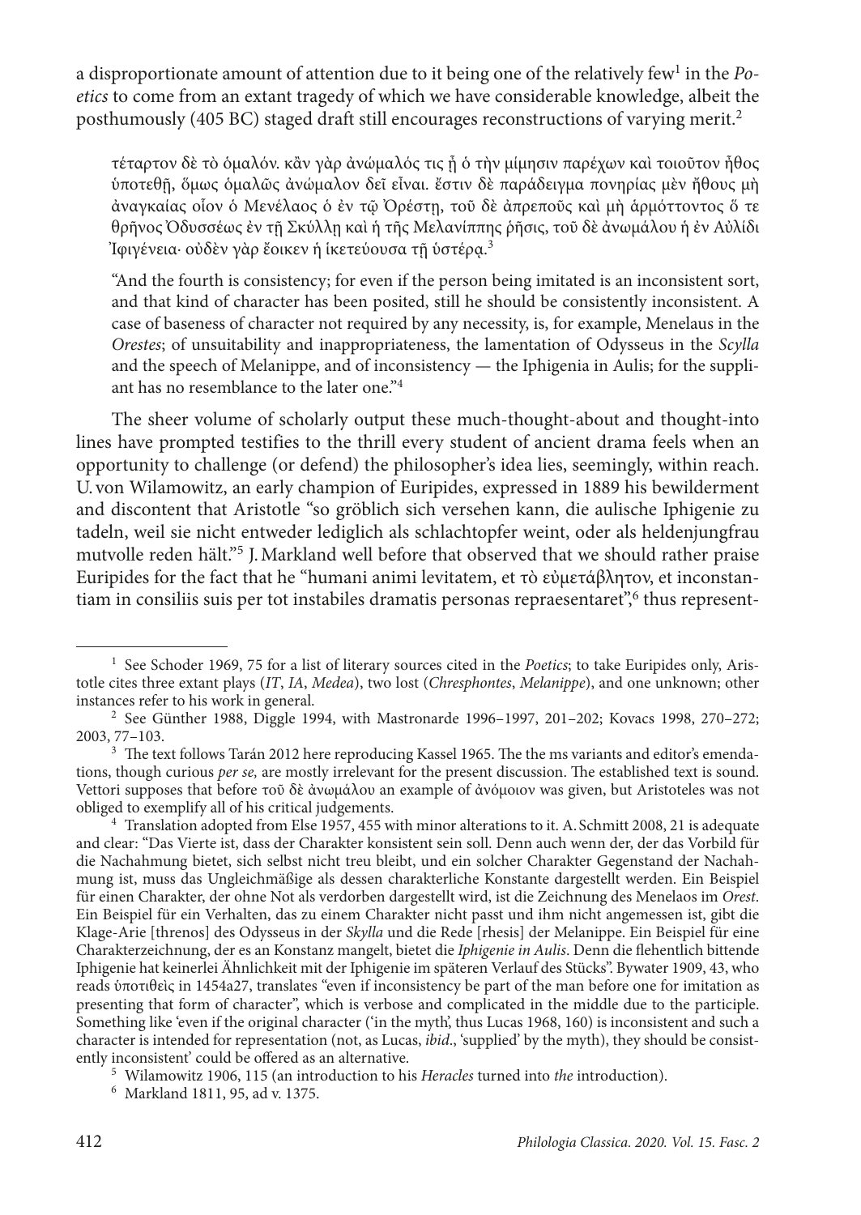a disproportionate amount of attention due to it being one of the relatively few[1] in the *Poetics* to come from an extant tragedy of which we have considerable knowledge, albeit the posthumously (405 BC) staged draft still encourages reconstructions of varying merit.[2]

> τέταρτον δὲ τὸ ὁμαλόν. κἂν γὰρ ἀνώμαλός τις ᾖ ὁ τὴν μίμησιν παρέχων καὶ τοιοῦτον ἦθος ὑποτεθῇ, ὅμως ὁμαλῶς ἀνώμαλον δεῖ εἶναι. ἔστιν δὲ παράδειγμα πονηρίας μὲν ἤθους μὴ ἀναγκαίας οἷον ὁ Μενέλαος ὁ ἐν τῷ Ὀρέστῃ, τοῦ δὲ ἀπρεποῦς καὶ μὴ ἁρμόττοντος ὅ τε θρῆνος Ὀδυσσέως ἐν τῇ Σκύλλῃ καὶ ἡ τῆς Μελανίππης ῥῆσις, τοῦ δὲ ἀνωμάλου ἡ ἐν Αὐλίδι Ἰφιγένεια· οὐδὲν γὰρ ἔοικεν ἡ ἱκετεύουσα τῇ ὑστέρᾳ.[3]
>
> "And the fourth is consistency; for even if the person being imitated is an inconsistent sort, and that kind of character has been posited, still he should be consistently inconsistent. A case of baseness of character not required by any necessity, is, for example, Menelaus in the *Orestes*; of unsuitability and inappropriateness, the lamentation of Odysseus in the *Scylla* and the speech of Melanippe, and of inconsistency — the Iphigenia in Aulis; for the suppliant has no resemblance to the later one."[4]

The sheer volume of scholarly output these much-thought-about and thought-into lines have prompted testifies to the thrill every student of ancient drama feels when an opportunity to challenge (or defend) the philosopher's idea lies, seemingly, within reach. U. von Wilamowitz, an early champion of Euripides, expressed in 1889 his bewilderment and discontent that Aristotle "so gröblich sich versehen kann, die aulische Iphigenie zu tadeln, weil sie nicht entweder lediglich als schlachtopfer weint, oder als heldenjungfrau mutvolle reden hält."[5] J. Markland well before that observed that we should rather praise Euripides for the fact that he "humani animi levitatem, et τὸ εὐμετάβλητον, et inconstantiam in consiliis suis per tot instabiles dramatis personas repraesentaret",[6] thus represent-

---

[1] See Schoder 1969, 75 for a list of literary sources cited in the *Poetics*; to take Euripides only, Aristotle cites three extant plays (*IT*, *IA*, *Medea*), two lost (*Chresphontes*, *Melanippe*), and one unknown; other instances refer to his work in general.

[2] See Günther 1988, Diggle 1994, with Mastronarde 1996–1997, 201–202; Kovacs 1998, 270–272; 2003, 77–103.

[3] The text follows Tarán 2012 here reproducing Kassel 1965. The the ms variants and editor's emendations, though curious *per se,* are mostly irrelevant for the present discussion. The established text is sound. Vettori supposes that before τοῦ δὲ ἀνωμάλου an example of ἀνόμοιον was given, but Aristoteles was not obliged to exemplify all of his critical judgements.

[4] Translation adopted from Else 1957, 455 with minor alterations to it. A. Schmitt 2008, 21 is adequate and clear: "Das Vierte ist, dass der Charakter konsistent sein soll. Denn auch wenn der, der das Vorbild für die Nachahmung bietet, sich selbst nicht treu bleibt, und ein solcher Charakter Gegenstand der Nachahmung ist, muss das Ungleichmäßige als dessen charakterliche Konstante dargestellt werden. Ein Beispiel für einen Charakter, der ohne Not als verdorben dargestellt wird, ist die Zeichnung des Menelaos im *Orest*. Ein Beispiel für ein Verhalten, das zu einem Charakter nicht passt und ihm nicht angemessen ist, gibt die Klage-Arie [threnos] des Odysseus in der *Skylla* und die Rede [rhesis] der Melanippe. Ein Beispiel für eine Charakterzeichnung, der es an Konstanz mangelt, bietet die *Iphigenie in Aulis*. Denn die flehentlich bittende Iphigenie hat keinerlei Ähnlichkeit mit der Iphigenie im späteren Verlauf des Stücks". Bywater 1909, 43, who reads ὑποτιθεὶς in 1454a27, translates "even if inconsistency be part of the man before one for imitation as presenting that form of character", which is verbose and complicated in the middle due to the participle. Something like 'even if the original character ('in the myth', thus Lucas 1968, 160) is inconsistent and such a character is intended for representation (not, as Lucas, *ibid*., 'supplied' by the myth), they should be consistently inconsistent' could be offered as an alternative.

[5] Wilamowitz 1906, 115 (an introduction to his *Heracles* turned into *the* introduction).

[6] Markland 1811, 95, ad v. 1375.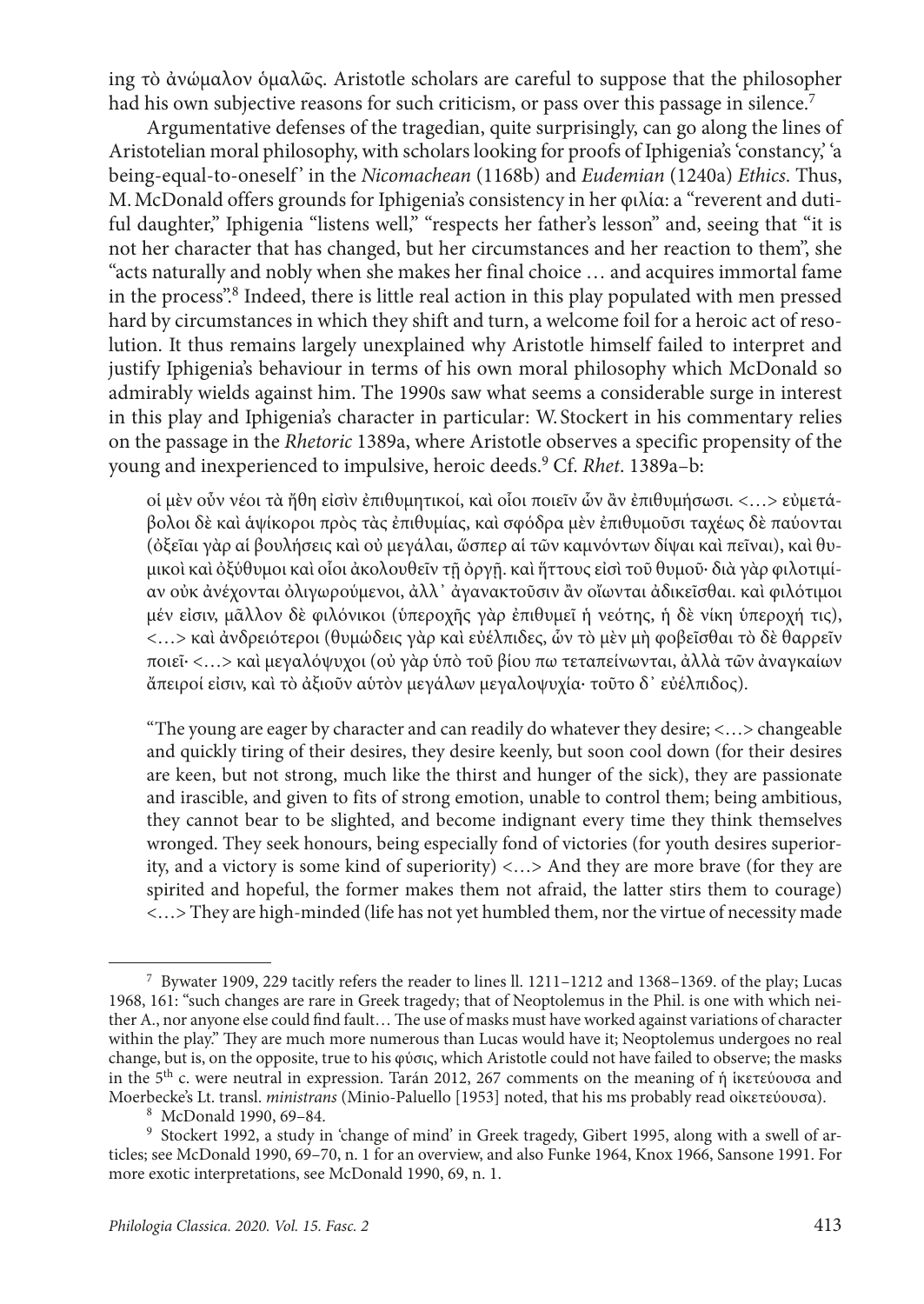ing τὸ ἀνώμαλον ὁμαλῶς. Aristotle scholars are careful to suppose that the philosopher had his own subjective reasons for such criticism, or pass over this passage in silence.[7]

Argumentative defenses of the tragedian, quite surprisingly, can go along the lines of Aristotelian moral philosophy, with scholars looking for proofs of Iphigenia's 'constancy,' 'a being-equal-to-oneself' in the *Nicomachean* (1168b) and *Eudemian* (1240a) *Ethics*. Thus, M. McDonald offers grounds for Iphigenia's consistency in her φιλία: a "reverent and dutiful daughter," Iphigenia "listens well," "respects her father's lesson" and, seeing that "it is not her character that has changed, but her circumstances and her reaction to them", she "acts naturally and nobly when she makes her final choice … and acquires immortal fame in the process".[8] Indeed, there is little real action in this play populated with men pressed hard by circumstances in which they shift and turn, a welcome foil for a heroic act of resolution. It thus remains largely unexplained why Aristotle himself failed to interpret and justify Iphigenia's behaviour in terms of his own moral philosophy which McDonald so admirably wields against him. The 1990s saw what seems a considerable surge in interest in this play and Iphigenia's character in particular: W. Stockert in his commentary relies on the passage in the *Rhetoric* 1389a, where Aristotle observes a specific propensity of the young and inexperienced to impulsive, heroic deeds.[9] Cf. *Rhet*. 1389a–b:

> οἱ μὲν οὖν νέοι τὰ ἤθη εἰσὶν ἐπιθυμητικοί, καὶ οἷοι ποιεῖν ὧν ἂν ἐπιθυμήσωσι. <…> εὐμετάβολοι δὲ καὶ ἁψίκοροι πρὸς τὰς ἐπιθυμίας, καὶ σφόδρα μὲν ἐπιθυμοῦσι ταχέως δὲ παύονται (ὀξεῖαι γὰρ αἱ βουλήσεις καὶ οὐ μεγάλαι, ὥσπερ αἱ τῶν καμνόντων δίψαι καὶ πεῖναι), καὶ θυμικοὶ καὶ ὀξύθυμοι καὶ οἷοι ἀκολουθεῖν τῇ ὀργῇ. καὶ ἥττους εἰσὶ τοῦ θυμοῦ· διὰ γὰρ φιλοτιμίαν οὐκ ἀνέχονται ὀλιγωρούμενοι, ἀλλ᾽ ἀγανακτοῦσιν ἂν οἴωνται ἀδικεῖσθαι. καὶ φιλότιμοι μέν εἰσιν, μᾶλλον δὲ φιλόνικοι (ὑπεροχῆς γὰρ ἐπιθυμεῖ ἡ νεότης, ἡ δὲ νίκη ὑπεροχή τις), <…> καὶ ἀνδρειότεροι (θυμώδεις γὰρ καὶ εὐέλπιδες, ὧν τὸ μὲν μὴ φοβεῖσθαι τὸ δὲ θαρρεῖν ποιεῖ· <…> καὶ μεγαλόψυχοι (οὐ γὰρ ὑπὸ τοῦ βίου πω τεταπείνωνται, ἀλλὰ τῶν ἀναγκαίων ἄπειροί εἰσιν, καὶ τὸ ἀξιοῦν αὑτὸν μεγάλων μεγαλοψυχία· τοῦτο δ᾽ εὐέλπιδος).
>
> "The young are eager by character and can readily do whatever they desire; <…> changeable and quickly tiring of their desires, they desire keenly, but soon cool down (for their desires are keen, but not strong, much like the thirst and hunger of the sick), they are passionate and irascible, and given to fits of strong emotion, unable to control them; being ambitious, they cannot bear to be slighted, and become indignant every time they think themselves wronged. They seek honours, being especially fond of victories (for youth desires superiority, and a victory is some kind of superiority) <…> And they are more brave (for they are spirited and hopeful, the former makes them not afraid, the latter stirs them to courage) <…> They are high-minded (life has not yet humbled them, nor the virtue of necessity made

---

[7] Bywater 1909, 229 tacitly refers the reader to lines ll. 1211–1212 and 1368–1369. of the play; Lucas 1968, 161: "such changes are rare in Greek tragedy; that of Neoptolemus in the Phil. is one with which neither A., nor anyone else could find fault… The use of masks must have worked against variations of character within the play." They are much more numerous than Lucas would have it; Neoptolemus undergoes no real change, but is, on the opposite, true to his φύσις, which Aristotle could not have failed to observe; the masks in the 5th c. were neutral in expression. Tarán 2012, 267 comments on the meaning of ἡ ἱκετεύουσα and Moerbecke's Lt. transl. *ministrans* (Minio-Paluello [1953] noted, that his ms probably read οἰκετεύουσα).

[8] McDonald 1990, 69–84.

[9] Stockert 1992, a study in 'change of mind' in Greek tragedy, Gibert 1995, along with a swell of articles; see McDonald 1990, 69–70, n. 1 for an overview, and also Funke 1964, Knox 1966, Sansone 1991. For more exotic interpretations, see McDonald 1990, 69, n. 1.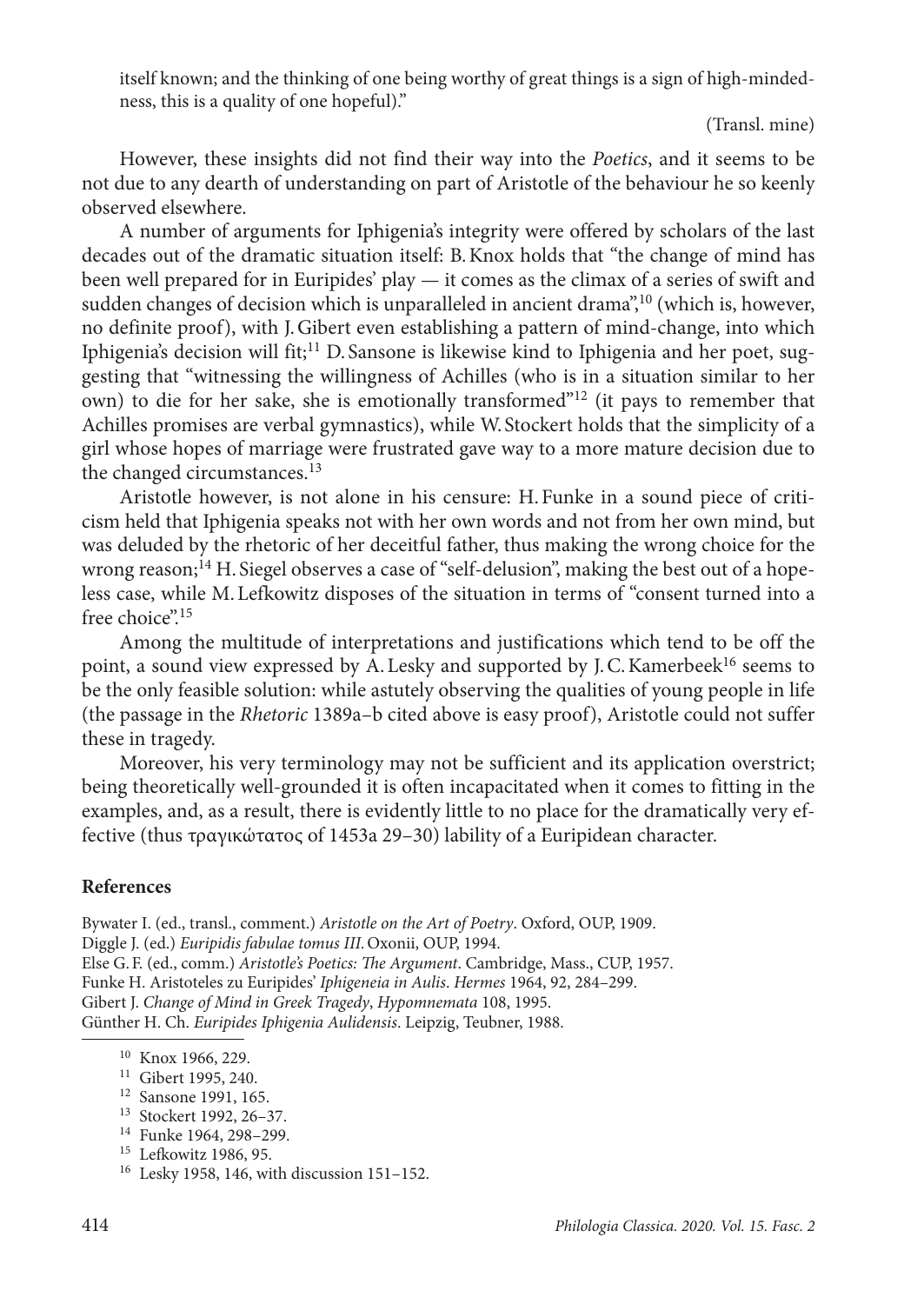itself known; and the thinking of one being worthy of great things is a sign of high-mindedness, this is a quality of one hopeful)."

(Transl. mine)

However, these insights did not find their way into the *Poetics*, and it seems to be not due to any dearth of understanding on part of Aristotle of the behaviour he so keenly observed elsewhere.

A number of arguments for Iphigenia's integrity were offered by scholars of the last decades out of the dramatic situation itself: B. Knox holds that "the change of mind has been well prepared for in Euripides' play — it comes as the climax of a series of swift and sudden changes of decision which is unparalleled in ancient drama",[10] (which is, however, no definite proof), with J. Gibert even establishing a pattern of mind-change, into which Iphigenia's decision will fit;[11] D. Sansone is likewise kind to Iphigenia and her poet, suggesting that "witnessing the willingness of Achilles (who is in a situation similar to her own) to die for her sake, she is emotionally transformed"[12] (it pays to remember that Achilles promises are verbal gymnastics), while W. Stockert holds that the simplicity of a girl whose hopes of marriage were frustrated gave way to a more mature decision due to the changed circumstances.[13]

Aristotle however, is not alone in his censure: H. Funke in a sound piece of criticism held that Iphigenia speaks not with her own words and not from her own mind, but was deluded by the rhetoric of her deceitful father, thus making the wrong choice for the wrong reason;[14] H. Siegel observes a case of "self-delusion", making the best out of a hopeless case, while M. Lefkowitz disposes of the situation in terms of "consent turned into a free choice".[15]

Among the multitude of interpretations and justifications which tend to be off the point, a sound view expressed by A. Lesky and supported by J. C. Kamerbeek[16] seems to be the only feasible solution: while astutely observing the qualities of young people in life (the passage in the *Rhetoric* 1389a–b cited above is easy proof), Aristotle could not suffer these in tragedy.

Moreover, his very terminology may not be sufficient and its application overstrict; being theoretically well-grounded it is often incapacitated when it comes to fitting in the examples, and, as a result, there is evidently little to no place for the dramatically very effective (thus τραγικώτατος of 1453a 29–30) lability of a Euripidean character.

## References

Bywater I. (ed., transl., comment.) *Aristotle on the Art of Poetry*. Oxford, OUP, 1909.
Diggle J. (ed.) *Euripidis fabulae tomus III*. Oxonii, OUP, 1994.
Else G. F. (ed., comm.) *Aristotle's Poetics: The Argument*. Cambridge, Mass., CUP, 1957.
Funke H. Aristoteles zu Euripides' *Iphigeneia in Aulis*. *Hermes* 1964, 92, 284–299.
Gibert J. *Change of Mind in Greek Tragedy*, *Hypomnemata* 108, 1995.
Günther H. Ch. *Euripides Iphigenia Aulidensis*. Leipzig, Teubner, 1988.

[10] Knox 1966, 229.
[11] Gibert 1995, 240.
[12] Sansone 1991, 165.
[13] Stockert 1992, 26–37.
[14] Funke 1964, 298–299.
[15] Lefkowitz 1986, 95.
[16] Lesky 1958, 146, with discussion 151–152.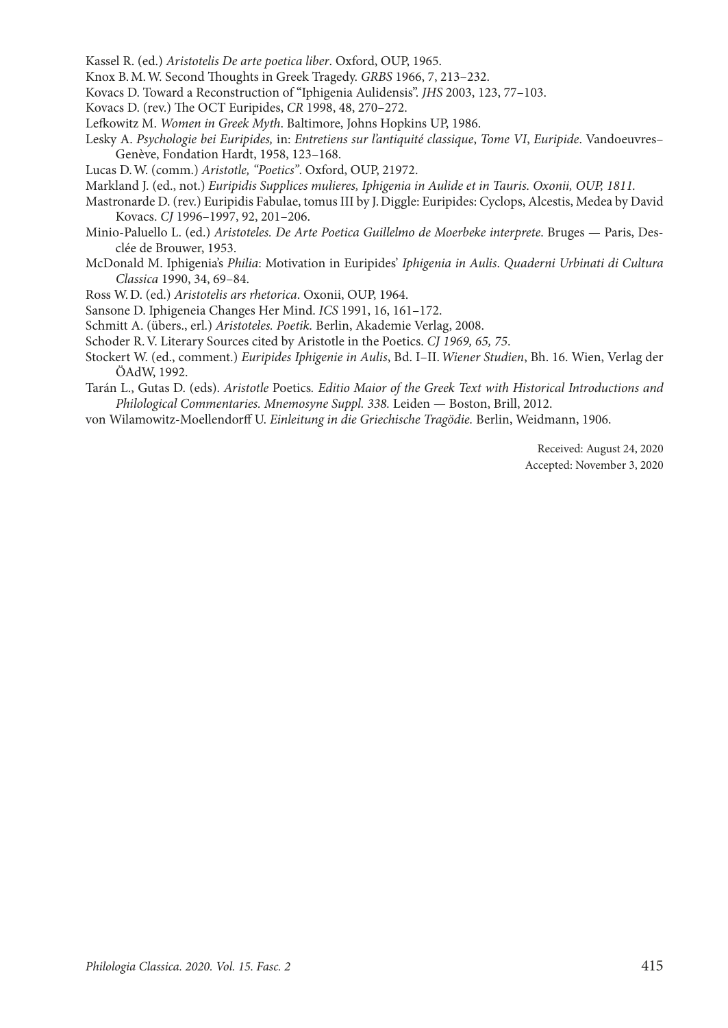Kassel R. (ed.) *Aristotelis De arte poetica liber*. Oxford, OUP, 1965.

Knox B. M. W. Second Thoughts in Greek Tragedy. *GRBS* 1966, 7, 213–232.

Kovacs D. Toward a Reconstruction of "Iphigenia Aulidensis". *JHS* 2003, 123, 77–103.

Kovacs D. (rev.) The OCT Euripides, *CR* 1998, 48, 270–272.

Lefkowitz M. *Women in Greek Myth*. Baltimore, Johns Hopkins UP, 1986.

Lesky A. *Psychologie bei Euripides,* in: *Entretiens sur l'antiquité classique*, *Tome VI*, *Euripide*. Vandoeuvres–Genève, Fondation Hardt, 1958, 123–168.

Lucas D. W. (comm.) *Aristotle, "Poetics"*. Oxford, OUP, 21972.

Markland J. (ed., not.) *Euripidis Supplices mulieres, Iphigenia in Aulide et in Tauris. Oxonii, OUP, 1811.*

Mastronarde D. (rev.) Euripidis Fabulae, tomus III by J. Diggle: Euripides: Cyclops, Alcestis, Medea by David Kovacs. *CJ* 1996–1997, 92, 201–206.

Minio-Paluello L. (ed.) *Aristoteles. De Arte Poetica Guillelmo de Moerbeke interprete*. Bruges — Paris, Desclée de Brouwer, 1953.

McDonald M. Iphigenia's *Philia*: Motivation in Euripides' *Iphigenia in Aulis*. *Quaderni Urbinati di Cultura Classica* 1990, 34, 69–84.

Ross W. D. (ed.) *Aristotelis ars rhetorica*. Oxonii, OUP, 1964.

Sansone D. Iphigeneia Changes Her Mind. *ICS* 1991, 16, 161–172.

Schmitt A. (übers., erl.) *Aristoteles. Poetik.* Berlin, Akademie Verlag, 2008.

Schoder R. V. Literary Sources cited by Aristotle in the Poetics. *CJ 1969, 65, 75*.

Stockert W. (ed., comment.) *Euripides Iphigenie in Aulis*, Bd. I–II. *Wiener Studien*, Bh. 16. Wien, Verlag der ÖAdW, 1992.

Tarán L., Gutas D. (eds). *Aristotle* Poetics*. Editio Maior of the Greek Text with Historical Introductions and Philological Commentaries. Mnemosyne Suppl. 338.* Leiden — Boston, Brill, 2012.

von Wilamowitz-Moellendorff U. *Einleitung in die Griechische Tragödie.* Berlin, Weidmann, 1906.

Received: August 24, 2020
Accepted: November 3, 2020